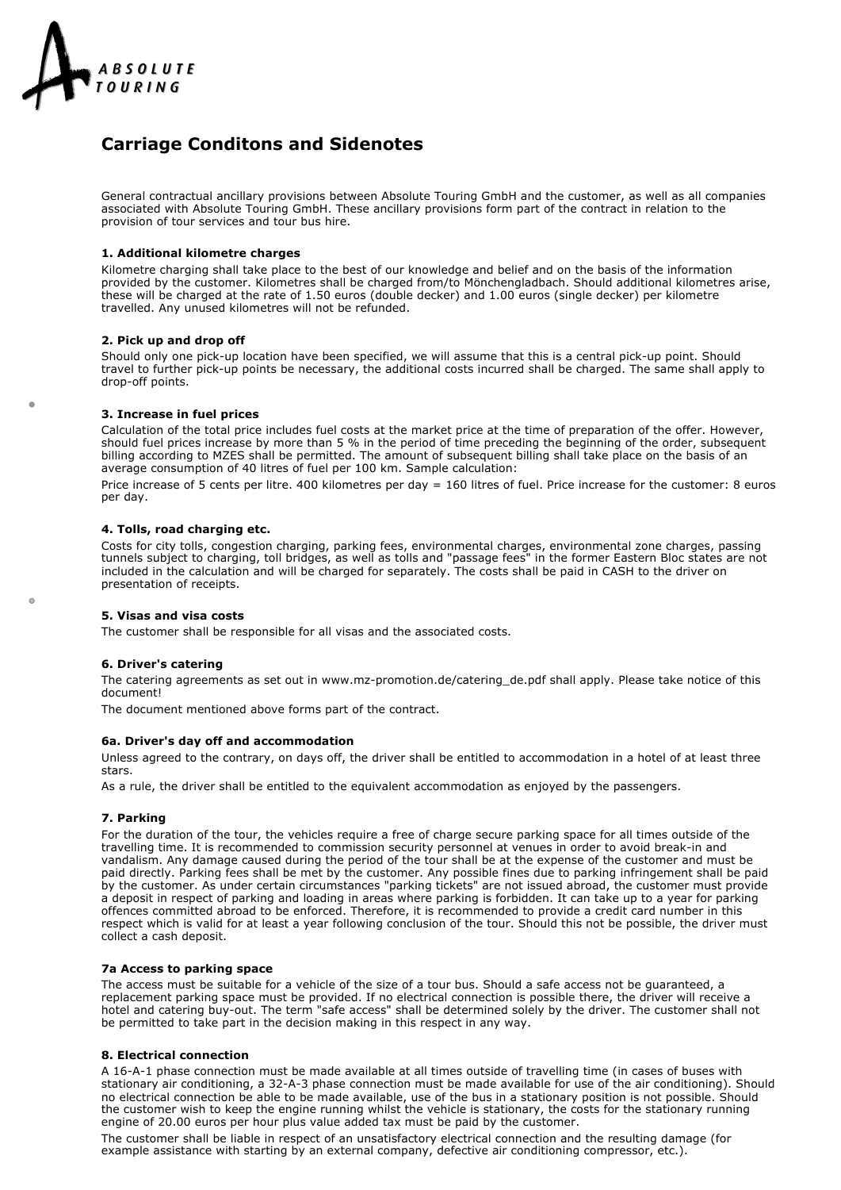ABSOLUTE TOURING

# Carriage Conditons and Sidenotes

General contractual ancillary provisions between Absolute Touring GmbH and the customer, as well as all companies associated with Absolute Touring GmbH. These ancillary provisions form part of the contract in relation to the provision of tour services and tour bus hire.

### 1. Additional kilometre charges

Kilometre charging shall take place to the best of our knowledge and belief and on the basis of the information provided by the customer. Kilometres shall be charged from/to Mönchengladbach. Should additional kilometres arise, these will be charged at the rate of 1.50 euros (double decker) and 1.00 euros (single decker) per kilometre travelled. Any unused kilometres will not be refunded.

### 2. Pick up and drop off

Should only one pick-up location have been specified, we will assume that this is a central pick-up point. Should travel to further pick-up points be necessary, the additional costs incurred shall be charged. The same shall apply to drop-off points.

### 3. Increase in fuel prices

Calculation of the total price includes fuel costs at the market price at the time of preparation of the offer. However, should fuel prices increase by more than 5 % in the period of time preceding the beginning of the order, subsequent billing according to MZES shall be permitted. The amount of subsequent billing shall take place on the basis of an average consumption of 40 litres of fuel per 100 km. Sample calculation:

Price increase of 5 cents per litre. 400 kilometres per day = 160 litres of fuel. Price increase for the customer: 8 euros per day.

### 4. Tolls, road charging etc.

Costs for city tolls, congestion charging, parking fees, environmental charges, environmental zone charges, passing tunnels subject to charging, toll bridges, as well as tolls and "passage fees" in the former Eastern Bloc states are not included in the calculation and will be charged for separately. The costs shall be paid in CASH to the driver on presentation of receipts.

### 5. Visas and visa costs

The customer shall be responsible for all visas and the associated costs.

### 6. Driver's catering

The catering agreements as set out in www.mz-promotion.de/catering_de.pdf shall apply. Please take notice of this document!

The document mentioned above forms part of the contract.

### 6a. Driver's day off and accommodation

Unless agreed to the contrary, on days off, the driver shall be entitled to accommodation in a hotel of at least three stars.

As a rule, the driver shall be entitled to the equivalent accommodation as enjoyed by the passengers.

### 7. Parking

For the duration of the tour, the vehicles require a free of charge secure parking space for all times outside of the travelling time. It is recommended to commission security personnel at venues in order to avoid break-in and vandalism. Any damage caused during the period of the tour shall be at the expense of the customer and must be paid directly. Parking fees shall be met by the customer. Any possible fines due to parking infringement shall be paid by the customer. As under certain circumstances "parking tickets" are not issued abroad, the customer must provide a deposit in respect of parking and loading in areas where parking is forbidden. It can take up to a year for parking offences committed abroad to be enforced. Therefore, it is recommended to provide a credit card number in this respect which is valid for at least a year following conclusion of the tour. Should this not be possible, the driver must collect a cash deposit.

### 7a Access to parking space

The access must be suitable for a vehicle of the size of a tour bus. Should a safe access not be guaranteed, a replacement parking space must be provided. If no electrical connection is possible there, the driver will receive a hotel and catering buy-out. The term "safe access" shall be determined solely by the driver. The customer shall not be permitted to take part in the decision making in this respect in any way.

### 8. Electrical connection

A 16-A-1 phase connection must be made available at all times outside of travelling time (in cases of buses with stationary air conditioning, a 32-A-3 phase connection must be made available for use of the air conditioning). Should no electrical connection be able to be made available, use of the bus in a stationary position is not possible. Should the customer wish to keep the engine running whilst the vehicle is stationary, the costs for the stationary running engine of 20.00 euros per hour plus value added tax must be paid by the customer.

The customer shall be liable in respect of an unsatisfactory electrical connection and the resulting damage (for example assistance with starting by an external company, defective air conditioning compressor, etc.).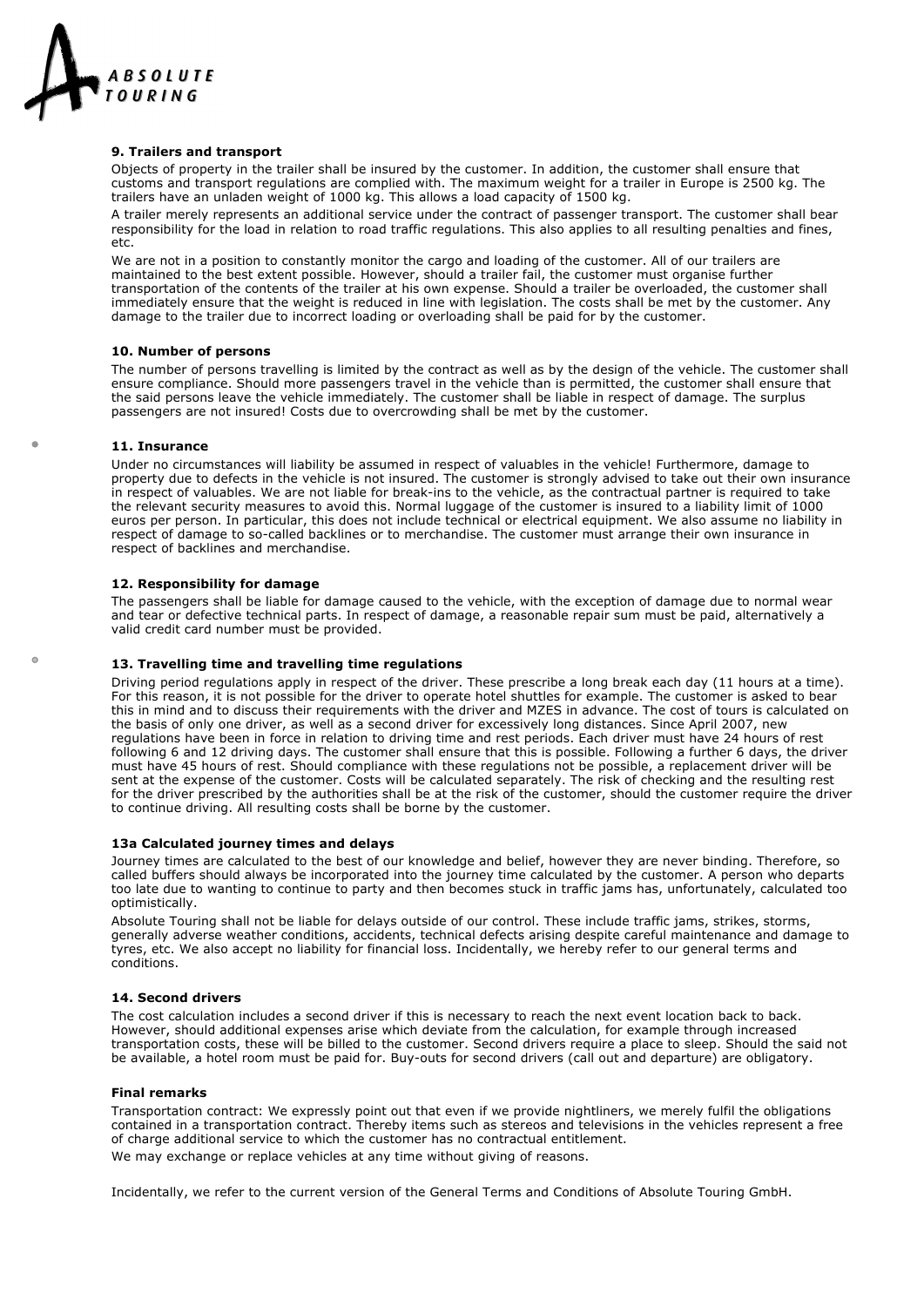### 9. Trailers and transport

Objects of property in the trailer shall be insured by the customer. In addition, the customer shall ensure that customs and transport regulations are complied with. The maximum weight for a trailer in Europe is 2500 kg. The trailers have an unladen weight of 1000 kg. This allows a load capacity of 1500 kg.

A trailer merely represents an additional service under the contract of passenger transport. The customer shall bear responsibility for the load in relation to road traffic regulations. This also applies to all resulting penalties and fines, etc.

We are not in a position to constantly monitor the cargo and loading of the customer. All of our trailers are maintained to the best extent possible. However, should a trailer fail, the customer must organise further transportation of the contents of the trailer at his own expense. Should a trailer be overloaded, the customer shall immediately ensure that the weight is reduced in line with legislation. The costs shall be met by the customer. Any damage to the trailer due to incorrect loading or overloading shall be paid for by the customer.

### 10. Number of persons

The number of persons travelling is limited by the contract as well as by the design of the vehicle. The customer shall ensure compliance. Should more passengers travel in the vehicle than is permitted, the customer shall ensure that the said persons leave the vehicle immediately. The customer shall be liable in respect of damage. The surplus passengers are not insured! Costs due to overcrowding shall be met by the customer.

### 11. Insurance

Under no circumstances will liability be assumed in respect of valuables in the vehicle! Furthermore, damage to property due to defects in the vehicle is not insured. The customer is strongly advised to take out their own insurance in respect of valuables. We are not liable for break-ins to the vehicle, as the contractual partner is required to take the relevant security measures to avoid this. Normal luggage of the customer is insured to a liability limit of 1000 euros per person. In particular, this does not include technical or electrical equipment. We also assume no liability in respect of damage to so-called backlines or to merchandise. The customer must arrange their own insurance in respect of backlines and merchandise.

### 12. Responsibility for damage

The passengers shall be liable for damage caused to the vehicle, with the exception of damage due to normal wear and tear or defective technical parts. In respect of damage, a reasonable repair sum must be paid, alternatively a valid credit card number must be provided.

### 13. Travelling time and travelling time regulations

Driving period regulations apply in respect of the driver. These prescribe a long break each day (11 hours at a time). For this reason, it is not possible for the driver to operate hotel shuttles for example. The customer is asked to bear this in mind and to discuss their requirements with the driver and MZES in advance. The cost of tours is calculated on the basis of only one driver, as well as a second driver for excessively long distances. Since April 2007, new regulations have been in force in relation to driving time and rest periods. Each driver must have 24 hours of rest following 6 and 12 driving days. The customer shall ensure that this is possible. Following a further 6 days, the driver must have 45 hours of rest. Should compliance with these regulations not be possible, a replacement driver will be sent at the expense of the customer. Costs will be calculated separately. The risk of checking and the resulting rest for the driver prescribed by the authorities shall be at the risk of the customer, should the customer require the driver to continue driving. All resulting costs shall be borne by the customer.

### 13a Calculated journey times and delays

Journey times are calculated to the best of our knowledge and belief, however they are never binding. Therefore, so called buffers should always be incorporated into the journey time calculated by the customer. A person who departs too late due to wanting to continue to party and then becomes stuck in traffic jams has, unfortunately, calculated too optimistically.

Absolute Touring shall not be liable for delays outside of our control. These include traffic jams, strikes, storms, generally adverse weather conditions, accidents, technical defects arising despite careful maintenance and damage to tyres, etc. We also accept no liability for financial loss. Incidentally, we hereby refer to our general terms and conditions.

### 14. Second drivers

The cost calculation includes a second driver if this is necessary to reach the next event location back to back. However, should additional expenses arise which deviate from the calculation, for example through increased transportation costs, these will be billed to the customer. Second drivers require a place to sleep. Should the said not be available, a hotel room must be paid for. Buy-outs for second drivers (call out and departure) are obligatory.

### Final remarks

Transportation contract: We expressly point out that even if we provide nightliners, we merely fulfil the obligations contained in a transportation contract. Thereby items such as stereos and televisions in the vehicles represent a free of charge additional service to which the customer has no contractual entitlement.

We may exchange or replace vehicles at any time without giving of reasons.

Incidentally, we refer to the current version of the General Terms and Conditions of Absolute Touring GmbH.